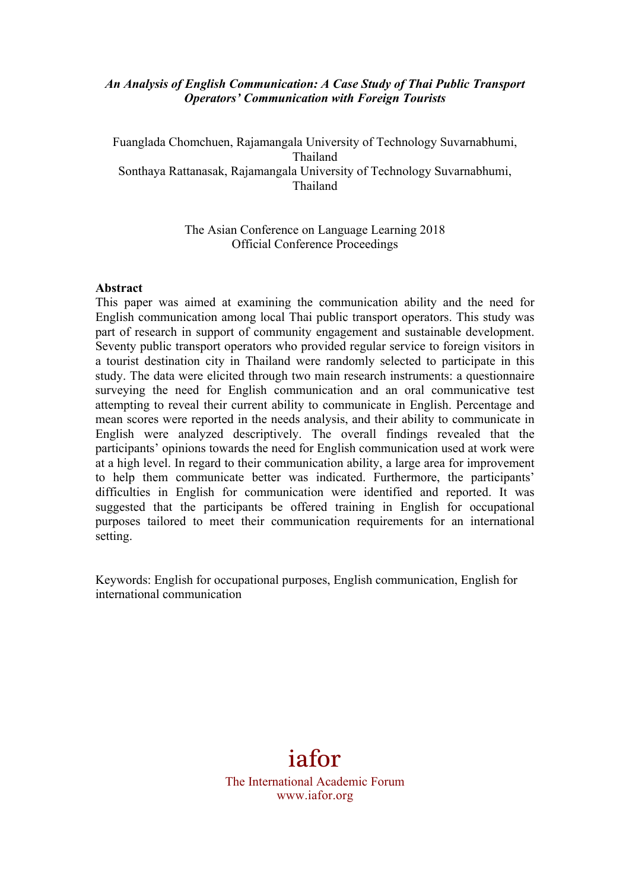***An Analysis of English Communication: A Case Study of Thai Public Transport Operators' Communication with Foreign Tourists***

Fuanglada Chomchuen, Rajamangala University of Technology Suvarnabhumi, Thailand
Sonthaya Rattanasak, Rajamangala University of Technology Suvarnabhumi, Thailand

The Asian Conference on Language Learning 2018
Official Conference Proceedings

**Abstract**

This paper was aimed at examining the communication ability and the need for English communication among local Thai public transport operators. This study was part of research in support of community engagement and sustainable development. Seventy public transport operators who provided regular service to foreign visitors in a tourist destination city in Thailand were randomly selected to participate in this study. The data were elicited through two main research instruments: a questionnaire surveying the need for English communication and an oral communicative test attempting to reveal their current ability to communicate in English. Percentage and mean scores were reported in the needs analysis, and their ability to communicate in English were analyzed descriptively. The overall findings revealed that the participants' opinions towards the need for English communication used at work were at a high level. In regard to their communication ability, a large area for improvement to help them communicate better was indicated. Furthermore, the participants' difficulties in English for communication were identified and reported. It was suggested that the participants be offered training in English for occupational purposes tailored to meet their communication requirements for an international setting.

Keywords: English for occupational purposes, English communication, English for international communication

iafor
The International Academic Forum
www.iafor.org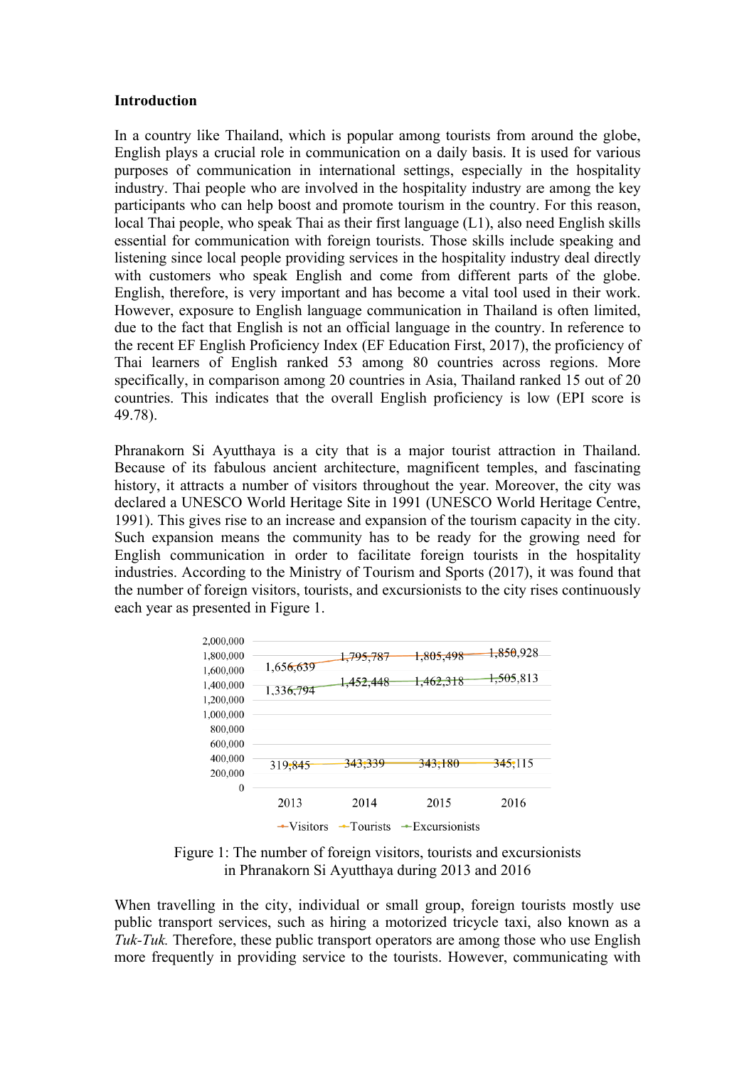## Introduction

In a country like Thailand, which is popular among tourists from around the globe, English plays a crucial role in communication on a daily basis. It is used for various purposes of communication in international settings, especially in the hospitality industry. Thai people who are involved in the hospitality industry are among the key participants who can help boost and promote tourism in the country. For this reason, local Thai people, who speak Thai as their first language (L1), also need English skills essential for communication with foreign tourists. Those skills include speaking and listening since local people providing services in the hospitality industry deal directly with customers who speak English and come from different parts of the globe. English, therefore, is very important and has become a vital tool used in their work. However, exposure to English language communication in Thailand is often limited, due to the fact that English is not an official language in the country. In reference to the recent EF English Proficiency Index (EF Education First, 2017), the proficiency of Thai learners of English ranked 53 among 80 countries across regions. More specifically, in comparison among 20 countries in Asia, Thailand ranked 15 out of 20 countries. This indicates that the overall English proficiency is low (EPI score is 49.78).

Phranakorn Si Ayutthaya is a city that is a major tourist attraction in Thailand. Because of its fabulous ancient architecture, magnificent temples, and fascinating history, it attracts a number of visitors throughout the year. Moreover, the city was declared a UNESCO World Heritage Site in 1991 (UNESCO World Heritage Centre, 1991). This gives rise to an increase and expansion of the tourism capacity in the city. Such expansion means the community has to be ready for the growing need for English communication in order to facilitate foreign tourists in the hospitality industries. According to the Ministry of Tourism and Sports (2017), it was found that the number of foreign visitors, tourists, and excursionists to the city rises continuously each year as presented in Figure 1.

| | 2013 | 2014 | 2015 | 2016 |
|---|---|---|---|---|
| Visitors | 1,656,639 | 1,795,787 | 1,805,498 | 1,850,928 |
| Tourists | 319,845 | 343,339 | 343,180 | 345,115 |
| Excursionists | 1,336,794 | 1,452,448 | 1,462,318 | 1,505,813 |

Figure 1: The number of foreign visitors, tourists and excursionists in Phranakorn Si Ayutthaya during 2013 and 2016

When travelling in the city, individual or small group, foreign tourists mostly use public transport services, such as hiring a motorized tricycle taxi, also known as a *Tuk-Tuk.* Therefore, these public transport operators are among those who use English more frequently in providing service to the tourists. However, communicating with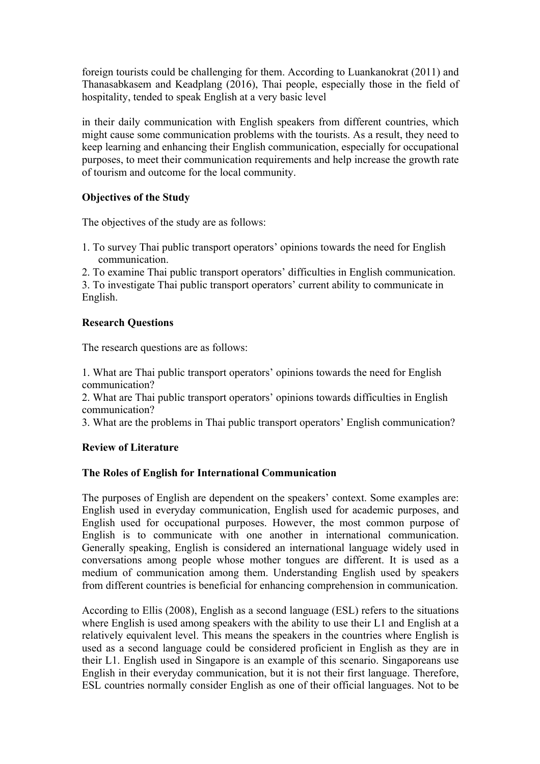foreign tourists could be challenging for them. According to Luankanokrat (2011) and Thanasabkasem and Keadplang (2016), Thai people, especially those in the field of hospitality, tended to speak English at a very basic level

in their daily communication with English speakers from different countries, which might cause some communication problems with the tourists. As a result, they need to keep learning and enhancing their English communication, especially for occupational purposes, to meet their communication requirements and help increase the growth rate of tourism and outcome for the local community.

**Objectives of the Study**

The objectives of the study are as follows:

1. To survey Thai public transport operators' opinions towards the need for English communication.
2. To examine Thai public transport operators' difficulties in English communication.
3. To investigate Thai public transport operators' current ability to communicate in English.

**Research Questions**

The research questions are as follows:

1. What are Thai public transport operators' opinions towards the need for English communication?
2. What are Thai public transport operators' opinions towards difficulties in English communication?
3. What are the problems in Thai public transport operators' English communication?

**Review of Literature**

**The Roles of English for International Communication**

The purposes of English are dependent on the speakers' context. Some examples are: English used in everyday communication, English used for academic purposes, and English used for occupational purposes. However, the most common purpose of English is to communicate with one another in international communication. Generally speaking, English is considered an international language widely used in conversations among people whose mother tongues are different. It is used as a medium of communication among them. Understanding English used by speakers from different countries is beneficial for enhancing comprehension in communication.

According to Ellis (2008), English as a second language (ESL) refers to the situations where English is used among speakers with the ability to use their L1 and English at a relatively equivalent level. This means the speakers in the countries where English is used as a second language could be considered proficient in English as they are in their L1. English used in Singapore is an example of this scenario. Singaporeans use English in their everyday communication, but it is not their first language. Therefore, ESL countries normally consider English as one of their official languages. Not to be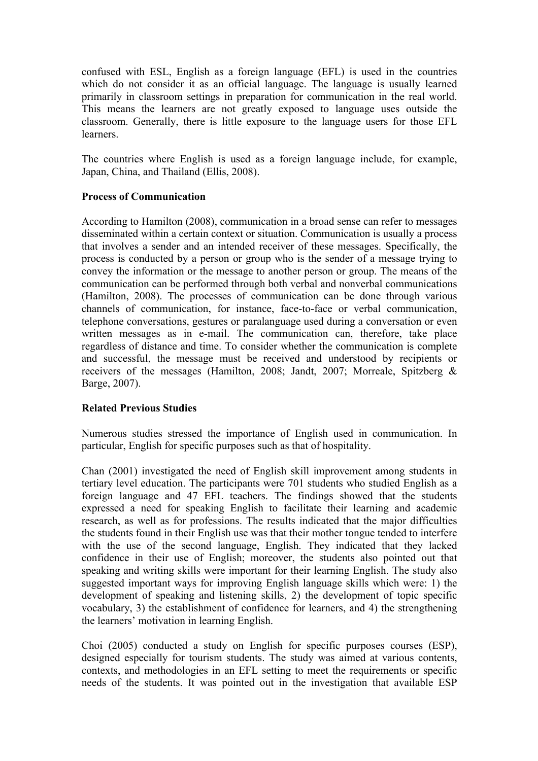confused with ESL, English as a foreign language (EFL) is used in the countries which do not consider it as an official language. The language is usually learned primarily in classroom settings in preparation for communication in the real world. This means the learners are not greatly exposed to language uses outside the classroom. Generally, there is little exposure to the language users for those EFL learners.

The countries where English is used as a foreign language include, for example, Japan, China, and Thailand (Ellis, 2008).

**Process of Communication**

According to Hamilton (2008), communication in a broad sense can refer to messages disseminated within a certain context or situation. Communication is usually a process that involves a sender and an intended receiver of these messages. Specifically, the process is conducted by a person or group who is the sender of a message trying to convey the information or the message to another person or group. The means of the communication can be performed through both verbal and nonverbal communications (Hamilton, 2008). The processes of communication can be done through various channels of communication, for instance, face-to-face or verbal communication, telephone conversations, gestures or paralanguage used during a conversation or even written messages as in e-mail. The communication can, therefore, take place regardless of distance and time. To consider whether the communication is complete and successful, the message must be received and understood by recipients or receivers of the messages (Hamilton, 2008; Jandt, 2007; Morreale, Spitzberg & Barge, 2007).

**Related Previous Studies**

Numerous studies stressed the importance of English used in communication. In particular, English for specific purposes such as that of hospitality.

Chan (2001) investigated the need of English skill improvement among students in tertiary level education. The participants were 701 students who studied English as a foreign language and 47 EFL teachers. The findings showed that the students expressed a need for speaking English to facilitate their learning and academic research, as well as for professions. The results indicated that the major difficulties the students found in their English use was that their mother tongue tended to interfere with the use of the second language, English. They indicated that they lacked confidence in their use of English; moreover, the students also pointed out that speaking and writing skills were important for their learning English. The study also suggested important ways for improving English language skills which were: 1) the development of speaking and listening skills, 2) the development of topic specific vocabulary, 3) the establishment of confidence for learners, and 4) the strengthening the learners' motivation in learning English.

Choi (2005) conducted a study on English for specific purposes courses (ESP), designed especially for tourism students. The study was aimed at various contents, contexts, and methodologies in an EFL setting to meet the requirements or specific needs of the students. It was pointed out in the investigation that available ESP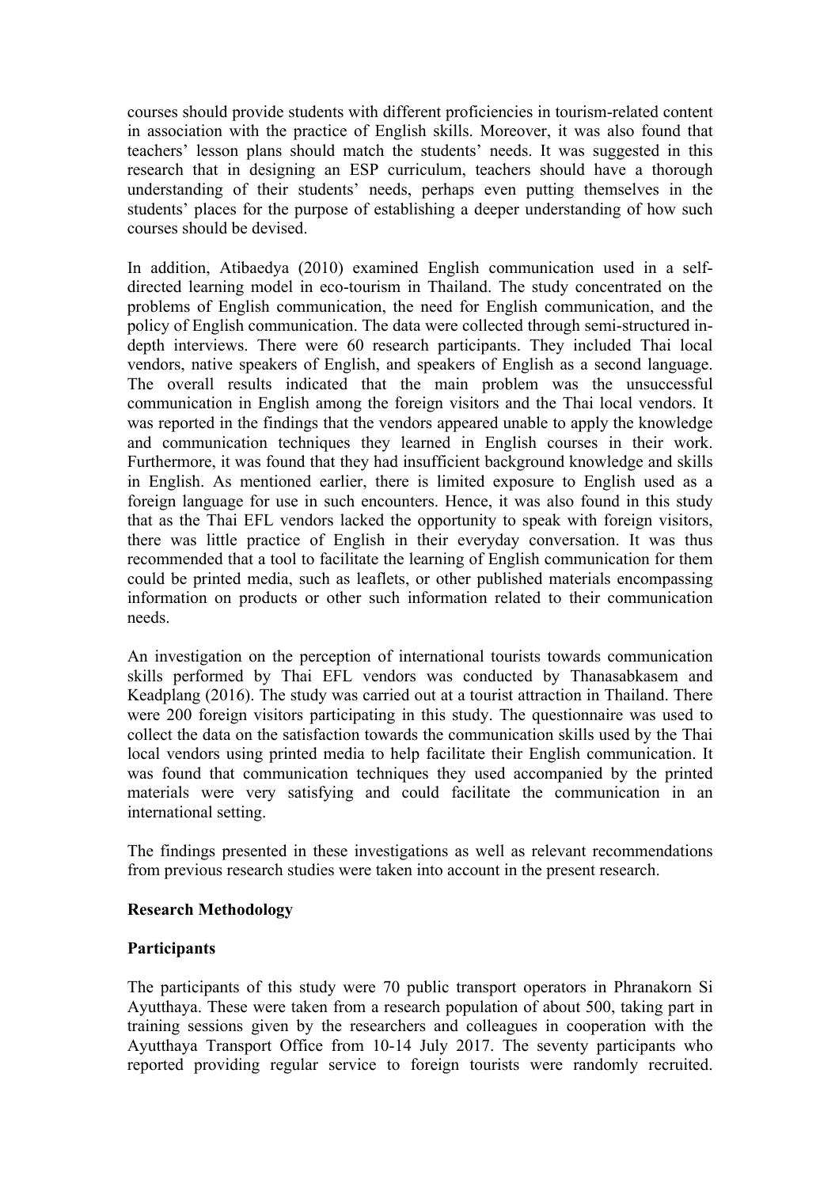courses should provide students with different proficiencies in tourism-related content in association with the practice of English skills. Moreover, it was also found that teachers' lesson plans should match the students' needs. It was suggested in this research that in designing an ESP curriculum, teachers should have a thorough understanding of their students' needs, perhaps even putting themselves in the students' places for the purpose of establishing a deeper understanding of how such courses should be devised.

In addition, Atibaedya (2010) examined English communication used in a self-directed learning model in eco-tourism in Thailand. The study concentrated on the problems of English communication, the need for English communication, and the policy of English communication. The data were collected through semi-structured in-depth interviews. There were 60 research participants. They included Thai local vendors, native speakers of English, and speakers of English as a second language. The overall results indicated that the main problem was the unsuccessful communication in English among the foreign visitors and the Thai local vendors. It was reported in the findings that the vendors appeared unable to apply the knowledge and communication techniques they learned in English courses in their work. Furthermore, it was found that they had insufficient background knowledge and skills in English. As mentioned earlier, there is limited exposure to English used as a foreign language for use in such encounters. Hence, it was also found in this study that as the Thai EFL vendors lacked the opportunity to speak with foreign visitors, there was little practice of English in their everyday conversation. It was thus recommended that a tool to facilitate the learning of English communication for them could be printed media, such as leaflets, or other published materials encompassing information on products or other such information related to their communication needs.

An investigation on the perception of international tourists towards communication skills performed by Thai EFL vendors was conducted by Thanasabkasem and Keadplang (2016). The study was carried out at a tourist attraction in Thailand. There were 200 foreign visitors participating in this study. The questionnaire was used to collect the data on the satisfaction towards the communication skills used by the Thai local vendors using printed media to help facilitate their English communication. It was found that communication techniques they used accompanied by the printed materials were very satisfying and could facilitate the communication in an international setting.

The findings presented in these investigations as well as relevant recommendations from previous research studies were taken into account in the present research.

## Research Methodology

### Participants

The participants of this study were 70 public transport operators in Phranakorn Si Ayutthaya. These were taken from a research population of about 500, taking part in training sessions given by the researchers and colleagues in cooperation with the Ayutthaya Transport Office from 10-14 July 2017. The seventy participants who reported providing regular service to foreign tourists were randomly recruited.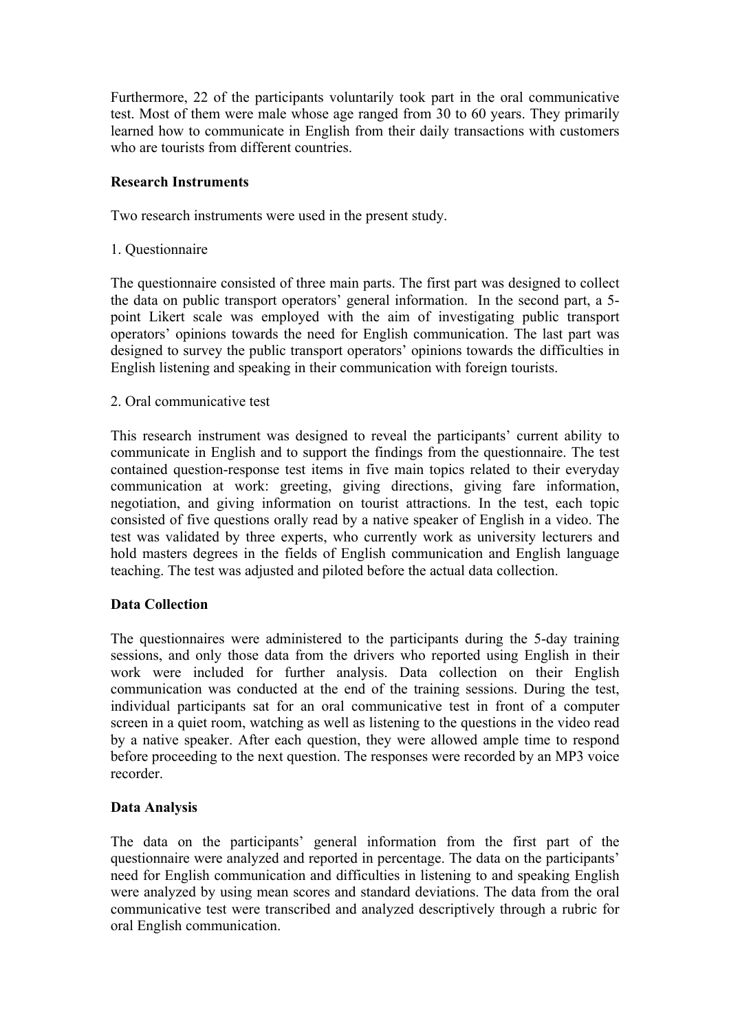Furthermore, 22 of the participants voluntarily took part in the oral communicative test. Most of them were male whose age ranged from 30 to 60 years. They primarily learned how to communicate in English from their daily transactions with customers who are tourists from different countries.

**Research Instruments**

Two research instruments were used in the present study.

1. Questionnaire

The questionnaire consisted of three main parts. The first part was designed to collect the data on public transport operators' general information. In the second part, a 5-point Likert scale was employed with the aim of investigating public transport operators' opinions towards the need for English communication. The last part was designed to survey the public transport operators' opinions towards the difficulties in English listening and speaking in their communication with foreign tourists.

2. Oral communicative test

This research instrument was designed to reveal the participants' current ability to communicate in English and to support the findings from the questionnaire. The test contained question-response test items in five main topics related to their everyday communication at work: greeting, giving directions, giving fare information, negotiation, and giving information on tourist attractions. In the test, each topic consisted of five questions orally read by a native speaker of English in a video. The test was validated by three experts, who currently work as university lecturers and hold masters degrees in the fields of English communication and English language teaching. The test was adjusted and piloted before the actual data collection.

**Data Collection**

The questionnaires were administered to the participants during the 5-day training sessions, and only those data from the drivers who reported using English in their work were included for further analysis. Data collection on their English communication was conducted at the end of the training sessions. During the test, individual participants sat for an oral communicative test in front of a computer screen in a quiet room, watching as well as listening to the questions in the video read by a native speaker. After each question, they were allowed ample time to respond before proceeding to the next question. The responses were recorded by an MP3 voice recorder.

**Data Analysis**

The data on the participants' general information from the first part of the questionnaire were analyzed and reported in percentage. The data on the participants' need for English communication and difficulties in listening to and speaking English were analyzed by using mean scores and standard deviations. The data from the oral communicative test were transcribed and analyzed descriptively through a rubric for oral English communication.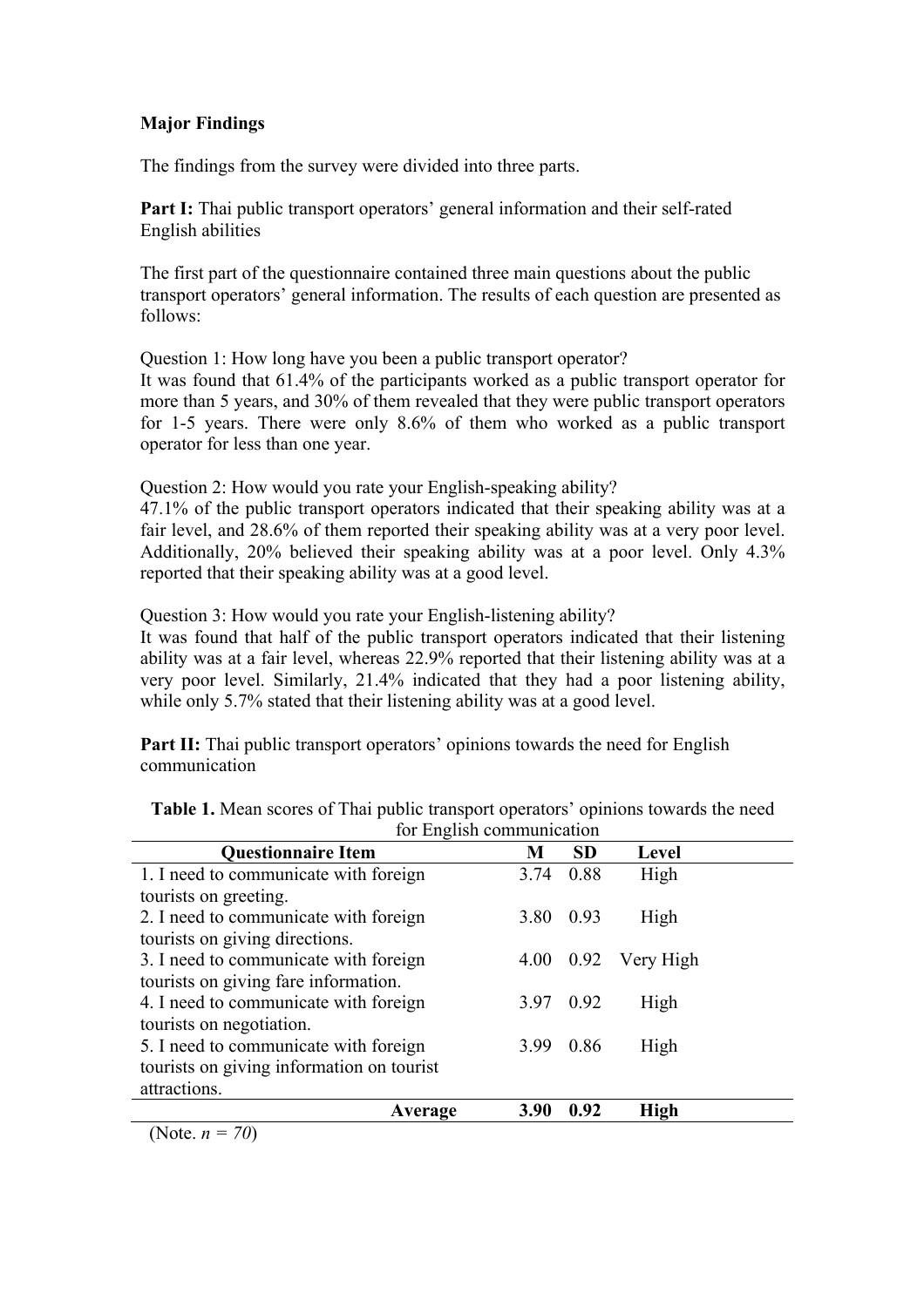## Major Findings

The findings from the survey were divided into three parts.

**Part I:** Thai public transport operators' general information and their self-rated English abilities

The first part of the questionnaire contained three main questions about the public transport operators' general information. The results of each question are presented as follows:

Question 1: How long have you been a public transport operator?
It was found that 61.4% of the participants worked as a public transport operator for more than 5 years, and 30% of them revealed that they were public transport operators for 1-5 years. There were only 8.6% of them who worked as a public transport operator for less than one year.

Question 2: How would you rate your English-speaking ability?
47.1% of the public transport operators indicated that their speaking ability was at a fair level, and 28.6% of them reported their speaking ability was at a very poor level. Additionally, 20% believed their speaking ability was at a poor level. Only 4.3% reported that their speaking ability was at a good level.

Question 3: How would you rate your English-listening ability?
It was found that half of the public transport operators indicated that their listening ability was at a fair level, whereas 22.9% reported that their listening ability was at a very poor level. Similarly, 21.4% indicated that they had a poor listening ability, while only 5.7% stated that their listening ability was at a good level.

**Part II:** Thai public transport operators' opinions towards the need for English communication

**Table 1.** Mean scores of Thai public transport operators' opinions towards the need for English communication

| Questionnaire Item | M | SD | Level |
|---|---|---|---|
| 1. I need to communicate with foreign tourists on greeting. | 3.74 | 0.88 | High |
| 2. I need to communicate with foreign tourists on giving directions. | 3.80 | 0.93 | High |
| 3. I need to communicate with foreign tourists on giving fare information. | 4.00 | 0.92 | Very High |
| 4. I need to communicate with foreign tourists on negotiation. | 3.97 | 0.92 | High |
| 5. I need to communicate with foreign tourists on giving information on tourist attractions. | 3.99 | 0.86 | High |
| **Average** | **3.90** | **0.92** | **High** |

(Note. $n = 70$)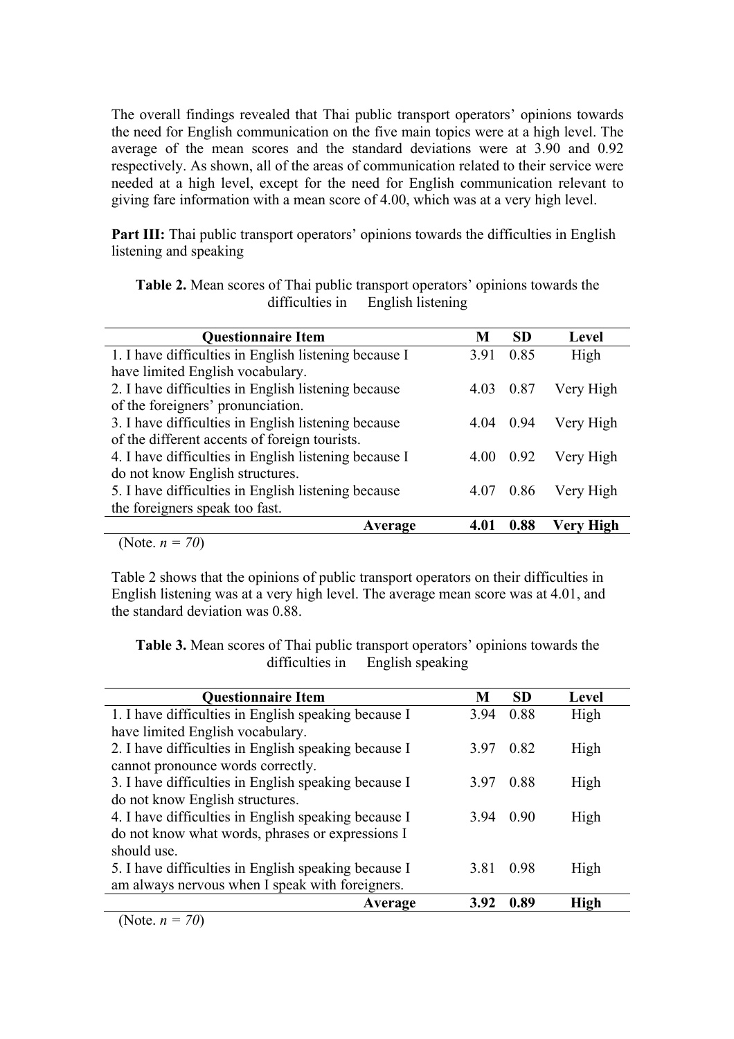The overall findings revealed that Thai public transport operators' opinions towards the need for English communication on the five main topics were at a high level. The average of the mean scores and the standard deviations were at 3.90 and 0.92 respectively. As shown, all of the areas of communication related to their service were needed at a high level, except for the need for English communication relevant to giving fare information with a mean score of 4.00, which was at a very high level.

**Part III:** Thai public transport operators' opinions towards the difficulties in English listening and speaking

**Table 2.** Mean scores of Thai public transport operators' opinions towards the difficulties in English listening

| Questionnaire Item | M | SD | Level |
|---|---|---|---|
| 1. I have difficulties in English listening because I have limited English vocabulary. | 3.91 | 0.85 | High |
| 2. I have difficulties in English listening because of the foreigners' pronunciation. | 4.03 | 0.87 | Very High |
| 3. I have difficulties in English listening because of the different accents of foreign tourists. | 4.04 | 0.94 | Very High |
| 4. I have difficulties in English listening because I do not know English structures. | 4.00 | 0.92 | Very High |
| 5. I have difficulties in English listening because the foreigners speak too fast. | 4.07 | 0.86 | Very High |
| **Average** | **4.01** | **0.88** | **Very High** |

(Note. *n = 70*)

Table 2 shows that the opinions of public transport operators on their difficulties in English listening was at a very high level. The average mean score was at 4.01, and the standard deviation was 0.88.

**Table 3.** Mean scores of Thai public transport operators' opinions towards the difficulties in English speaking

| Questionnaire Item | M | SD | Level |
|---|---|---|---|
| 1. I have difficulties in English speaking because I have limited English vocabulary. | 3.94 | 0.88 | High |
| 2. I have difficulties in English speaking because I cannot pronounce words correctly. | 3.97 | 0.82 | High |
| 3. I have difficulties in English speaking because I do not know English structures. | 3.97 | 0.88 | High |
| 4. I have difficulties in English speaking because I do not know what words, phrases or expressions I should use. | 3.94 | 0.90 | High |
| 5. I have difficulties in English speaking because I am always nervous when I speak with foreigners. | 3.81 | 0.98 | High |
| **Average** | **3.92** | **0.89** | **High** |

(Note. *n = 70*)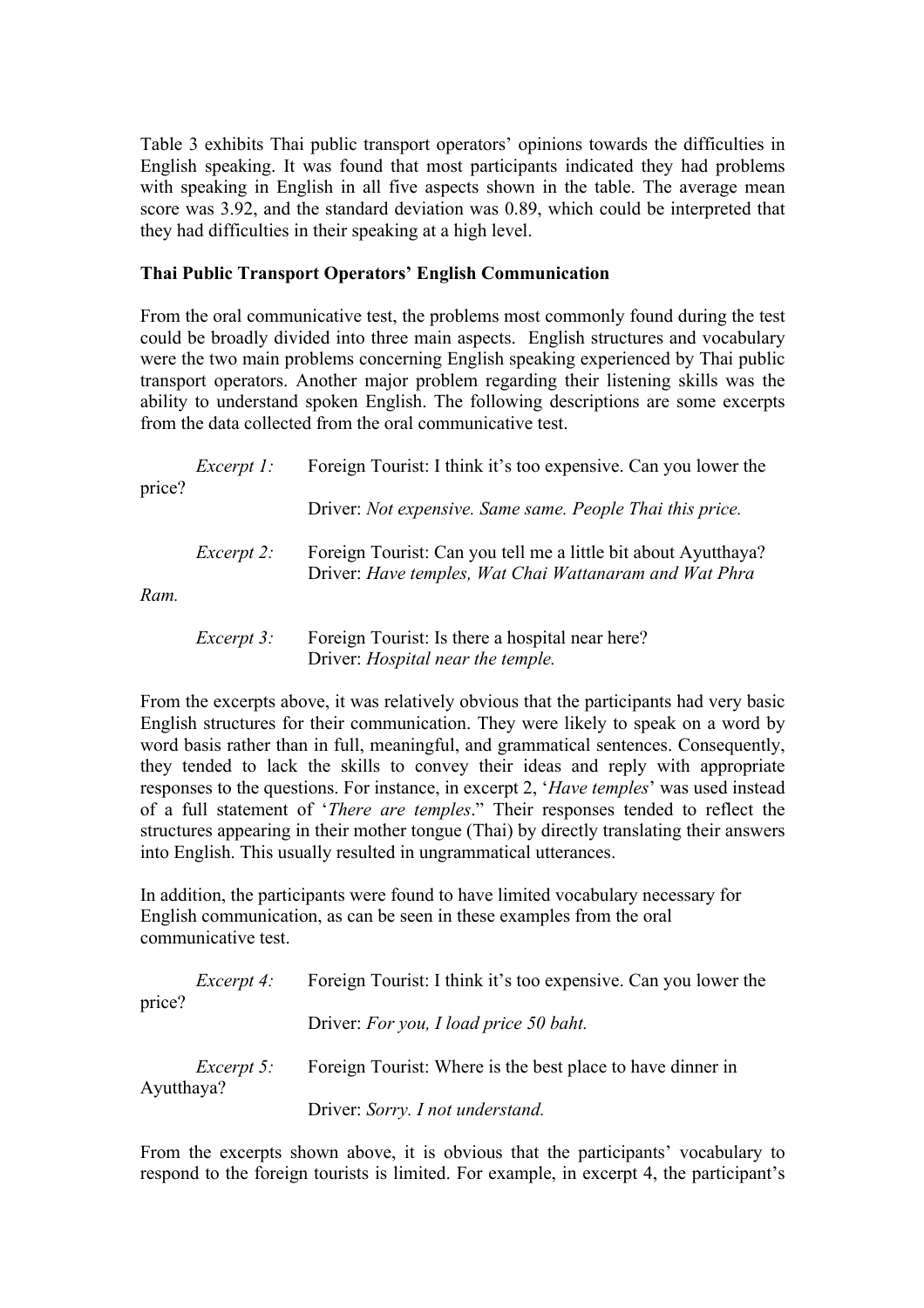Table 3 exhibits Thai public transport operators' opinions towards the difficulties in English speaking. It was found that most participants indicated they had problems with speaking in English in all five aspects shown in the table. The average mean score was 3.92, and the standard deviation was 0.89, which could be interpreted that they had difficulties in their speaking at a high level.

**Thai Public Transport Operators' English Communication**

From the oral communicative test, the problems most commonly found during the test could be broadly divided into three main aspects. English structures and vocabulary were the two main problems concerning English speaking experienced by Thai public transport operators. Another major problem regarding their listening skills was the ability to understand spoken English. The following descriptions are some excerpts from the data collected from the oral communicative test.

*Excerpt 1:* Foreign Tourist: I think it's too expensive. Can you lower the price?
Driver: *Not expensive. Same same. People Thai this price.*

*Excerpt 2:* Foreign Tourist: Can you tell me a little bit about Ayutthaya?
Driver: *Have temples, Wat Chai Wattanaram and Wat Phra Ram.*

*Excerpt 3:* Foreign Tourist: Is there a hospital near here?
Driver: *Hospital near the temple.*

From the excerpts above, it was relatively obvious that the participants had very basic English structures for their communication. They were likely to speak on a word by word basis rather than in full, meaningful, and grammatical sentences. Consequently, they tended to lack the skills to convey their ideas and reply with appropriate responses to the questions. For instance, in excerpt 2, '*Have temples*' was used instead of a full statement of '*There are temples*." Their responses tended to reflect the structures appearing in their mother tongue (Thai) by directly translating their answers into English. This usually resulted in ungrammatical utterances.

In addition, the participants were found to have limited vocabulary necessary for English communication, as can be seen in these examples from the oral communicative test.

*Excerpt 4:* Foreign Tourist: I think it's too expensive. Can you lower the price?
Driver: *For you, I load price 50 baht.*

*Excerpt 5:* Foreign Tourist: Where is the best place to have dinner in Ayutthaya?
Driver: *Sorry. I not understand.*

From the excerpts shown above, it is obvious that the participants' vocabulary to respond to the foreign tourists is limited. For example, in excerpt 4, the participant's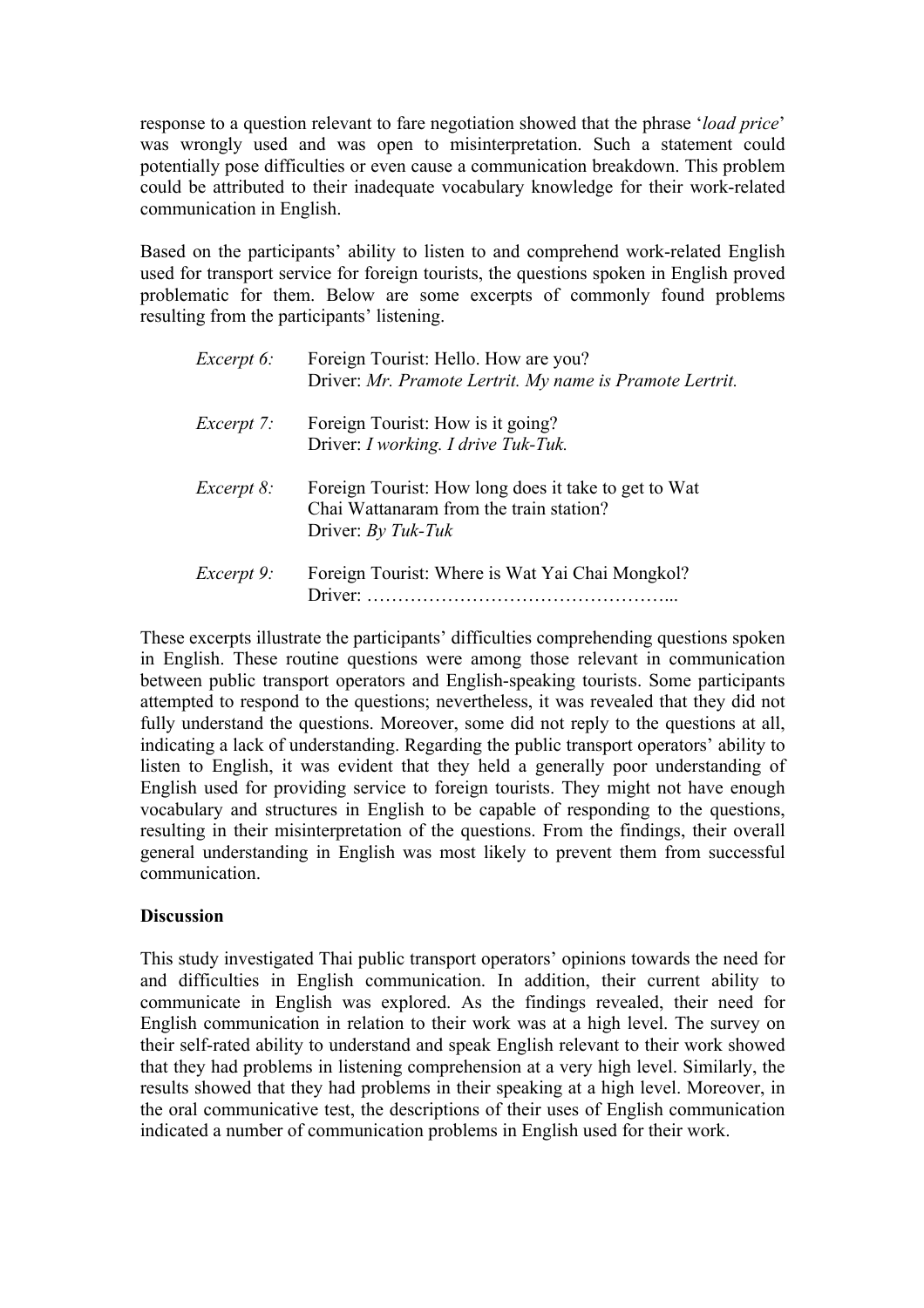response to a question relevant to fare negotiation showed that the phrase '*load price*' was wrongly used and was open to misinterpretation. Such a statement could potentially pose difficulties or even cause a communication breakdown. This problem could be attributed to their inadequate vocabulary knowledge for their work-related communication in English.

Based on the participants' ability to listen to and comprehend work-related English used for transport service for foreign tourists, the questions spoken in English proved problematic for them. Below are some excerpts of commonly found problems resulting from the participants' listening.

*Excerpt 6:* Foreign Tourist: Hello. How are you?
Driver: *Mr. Pramote Lertrit. My name is Pramote Lertrit.*

*Excerpt 7:* Foreign Tourist: How is it going?
Driver: *I working. I drive Tuk-Tuk.*

*Excerpt 8:* Foreign Tourist: How long does it take to get to Wat Chai Wattanaram from the train station?
Driver: *By Tuk-Tuk*

*Excerpt 9:* Foreign Tourist: Where is Wat Yai Chai Mongkol?
Driver: …………………………………………...

These excerpts illustrate the participants' difficulties comprehending questions spoken in English. These routine questions were among those relevant in communication between public transport operators and English-speaking tourists. Some participants attempted to respond to the questions; nevertheless, it was revealed that they did not fully understand the questions. Moreover, some did not reply to the questions at all, indicating a lack of understanding. Regarding the public transport operators' ability to listen to English, it was evident that they held a generally poor understanding of English used for providing service to foreign tourists. They might not have enough vocabulary and structures in English to be capable of responding to the questions, resulting in their misinterpretation of the questions. From the findings, their overall general understanding in English was most likely to prevent them from successful communication.

**Discussion**

This study investigated Thai public transport operators' opinions towards the need for and difficulties in English communication. In addition, their current ability to communicate in English was explored. As the findings revealed, their need for English communication in relation to their work was at a high level. The survey on their self-rated ability to understand and speak English relevant to their work showed that they had problems in listening comprehension at a very high level. Similarly, the results showed that they had problems in their speaking at a high level. Moreover, in the oral communicative test, the descriptions of their uses of English communication indicated a number of communication problems in English used for their work.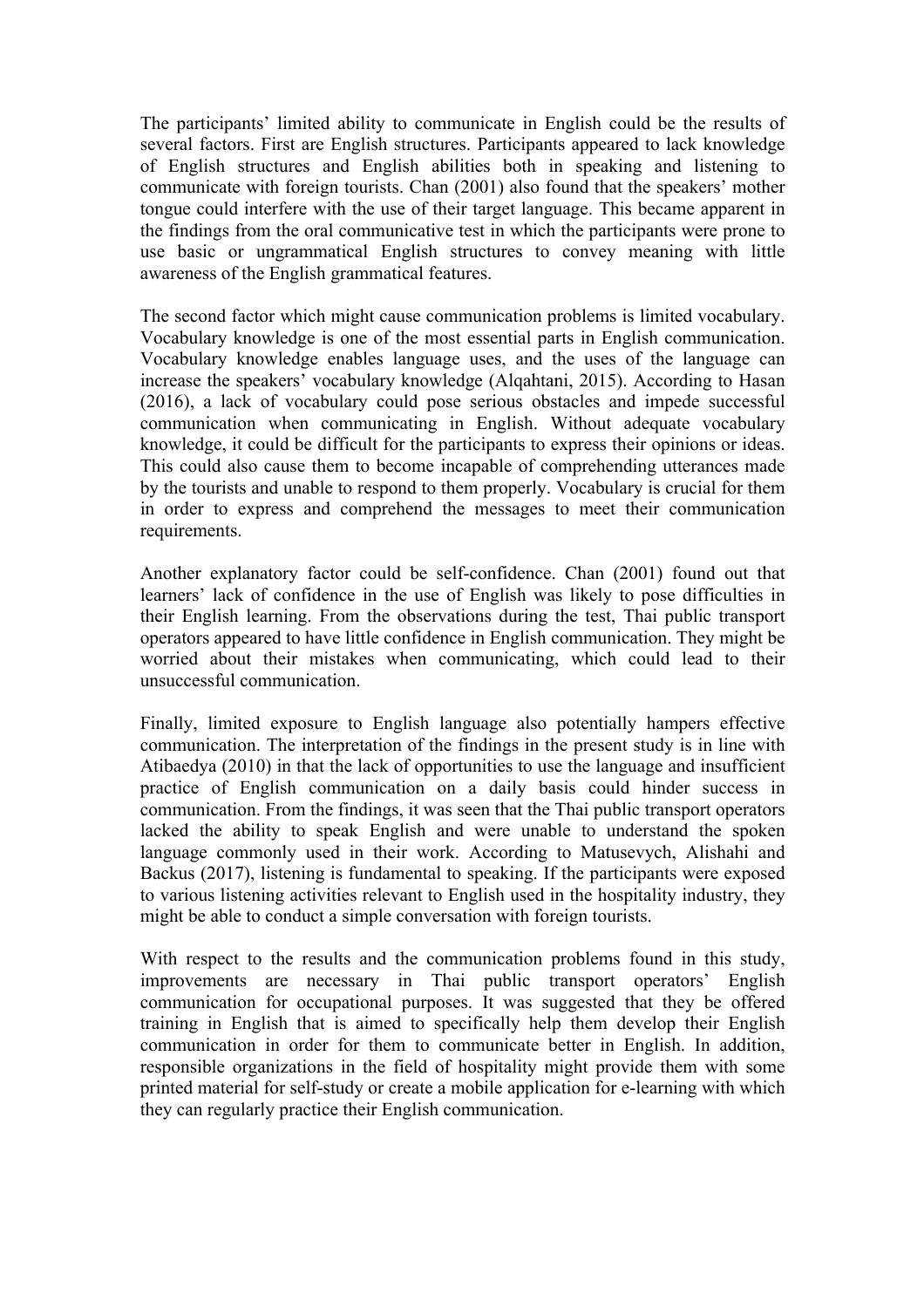The participants' limited ability to communicate in English could be the results of several factors. First are English structures. Participants appeared to lack knowledge of English structures and English abilities both in speaking and listening to communicate with foreign tourists. Chan (2001) also found that the speakers' mother tongue could interfere with the use of their target language. This became apparent in the findings from the oral communicative test in which the participants were prone to use basic or ungrammatical English structures to convey meaning with little awareness of the English grammatical features.

The second factor which might cause communication problems is limited vocabulary. Vocabulary knowledge is one of the most essential parts in English communication. Vocabulary knowledge enables language uses, and the uses of the language can increase the speakers' vocabulary knowledge (Alqahtani, 2015). According to Hasan (2016), a lack of vocabulary could pose serious obstacles and impede successful communication when communicating in English. Without adequate vocabulary knowledge, it could be difficult for the participants to express their opinions or ideas. This could also cause them to become incapable of comprehending utterances made by the tourists and unable to respond to them properly. Vocabulary is crucial for them in order to express and comprehend the messages to meet their communication requirements.

Another explanatory factor could be self-confidence. Chan (2001) found out that learners' lack of confidence in the use of English was likely to pose difficulties in their English learning. From the observations during the test, Thai public transport operators appeared to have little confidence in English communication. They might be worried about their mistakes when communicating, which could lead to their unsuccessful communication.

Finally, limited exposure to English language also potentially hampers effective communication. The interpretation of the findings in the present study is in line with Atibaedya (2010) in that the lack of opportunities to use the language and insufficient practice of English communication on a daily basis could hinder success in communication. From the findings, it was seen that the Thai public transport operators lacked the ability to speak English and were unable to understand the spoken language commonly used in their work. According to Matusevych, Alishahi and Backus (2017), listening is fundamental to speaking. If the participants were exposed to various listening activities relevant to English used in the hospitality industry, they might be able to conduct a simple conversation with foreign tourists.

With respect to the results and the communication problems found in this study, improvements are necessary in Thai public transport operators' English communication for occupational purposes. It was suggested that they be offered training in English that is aimed to specifically help them develop their English communication in order for them to communicate better in English. In addition, responsible organizations in the field of hospitality might provide them with some printed material for self-study or create a mobile application for e-learning with which they can regularly practice their English communication.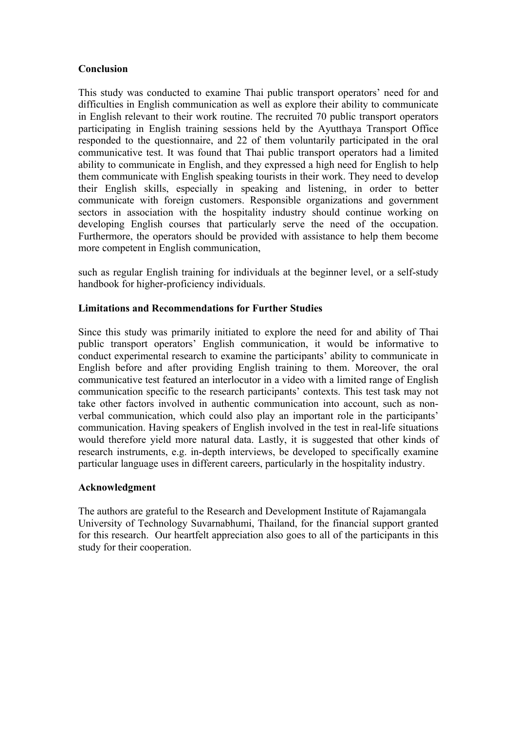## Conclusion

This study was conducted to examine Thai public transport operators' need for and difficulties in English communication as well as explore their ability to communicate in English relevant to their work routine. The recruited 70 public transport operators participating in English training sessions held by the Ayutthaya Transport Office responded to the questionnaire, and 22 of them voluntarily participated in the oral communicative test. It was found that Thai public transport operators had a limited ability to communicate in English, and they expressed a high need for English to help them communicate with English speaking tourists in their work. They need to develop their English skills, especially in speaking and listening, in order to better communicate with foreign customers. Responsible organizations and government sectors in association with the hospitality industry should continue working on developing English courses that particularly serve the need of the occupation. Furthermore, the operators should be provided with assistance to help them become more competent in English communication,

such as regular English training for individuals at the beginner level, or a self-study handbook for higher-proficiency individuals.

## Limitations and Recommendations for Further Studies

Since this study was primarily initiated to explore the need for and ability of Thai public transport operators' English communication, it would be informative to conduct experimental research to examine the participants' ability to communicate in English before and after providing English training to them. Moreover, the oral communicative test featured an interlocutor in a video with a limited range of English communication specific to the research participants' contexts. This test task may not take other factors involved in authentic communication into account, such as non-verbal communication, which could also play an important role in the participants' communication. Having speakers of English involved in the test in real-life situations would therefore yield more natural data. Lastly, it is suggested that other kinds of research instruments, e.g. in-depth interviews, be developed to specifically examine particular language uses in different careers, particularly in the hospitality industry.

## Acknowledgment

The authors are grateful to the Research and Development Institute of Rajamangala University of Technology Suvarnabhumi, Thailand, for the financial support granted for this research. Our heartfelt appreciation also goes to all of the participants in this study for their cooperation.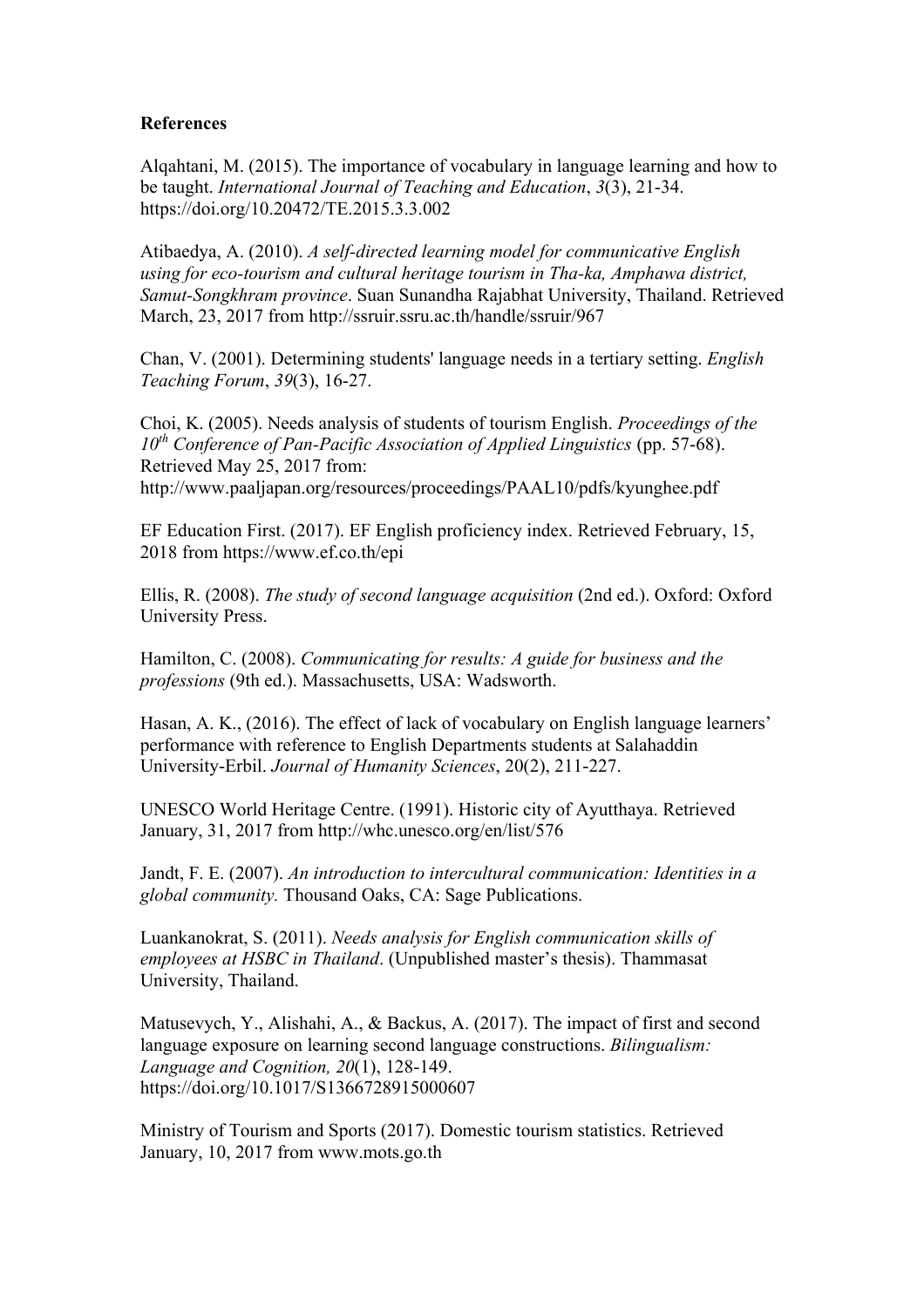**References**

Alqahtani, M. (2015). The importance of vocabulary in language learning and how to be taught. *International Journal of Teaching and Education*, *3*(3), 21-34. https://doi.org/10.20472/TE.2015.3.3.002

Atibaedya, A. (2010). *A self-directed learning model for communicative English using for eco-tourism and cultural heritage tourism in Tha-ka, Amphawa district, Samut-Songkhram province*. Suan Sunandha Rajabhat University, Thailand. Retrieved March, 23, 2017 from http://ssruir.ssru.ac.th/handle/ssruir/967

Chan, V. (2001). Determining students' language needs in a tertiary setting. *English Teaching Forum*, *39*(3), 16-27.

Choi, K. (2005). Needs analysis of students of tourism English. *Proceedings of the 10th Conference of Pan-Pacific Association of Applied Linguistics* (pp. 57-68). Retrieved May 25, 2017 from: http://www.paaljapan.org/resources/proceedings/PAAL10/pdfs/kyunghee.pdf

EF Education First. (2017). EF English proficiency index. Retrieved February, 15, 2018 from https://www.ef.co.th/epi

Ellis, R. (2008). *The study of second language acquisition* (2nd ed.). Oxford: Oxford University Press.

Hamilton, C. (2008). *Communicating for results: A guide for business and the professions* (9th ed.). Massachusetts, USA: Wadsworth.

Hasan, A. K., (2016). The effect of lack of vocabulary on English language learners' performance with reference to English Departments students at Salahaddin University-Erbil. *Journal of Humanity Sciences*, 20(2), 211-227.

UNESCO World Heritage Centre. (1991). Historic city of Ayutthaya. Retrieved January, 31, 2017 from http://whc.unesco.org/en/list/576

Jandt, F. E. (2007). *An introduction to intercultural communication: Identities in a global community.* Thousand Oaks, CA: Sage Publications.

Luankanokrat, S. (2011). *Needs analysis for English communication skills of employees at HSBC in Thailand*. (Unpublished master's thesis). Thammasat University, Thailand.

Matusevych, Y., Alishahi, A., & Backus, A. (2017). The impact of first and second language exposure on learning second language constructions. *Bilingualism: Language and Cognition, 20*(1), 128-149. https://doi.org/10.1017/S1366728915000607

Ministry of Tourism and Sports (2017). Domestic tourism statistics. Retrieved January, 10, 2017 from www.mots.go.th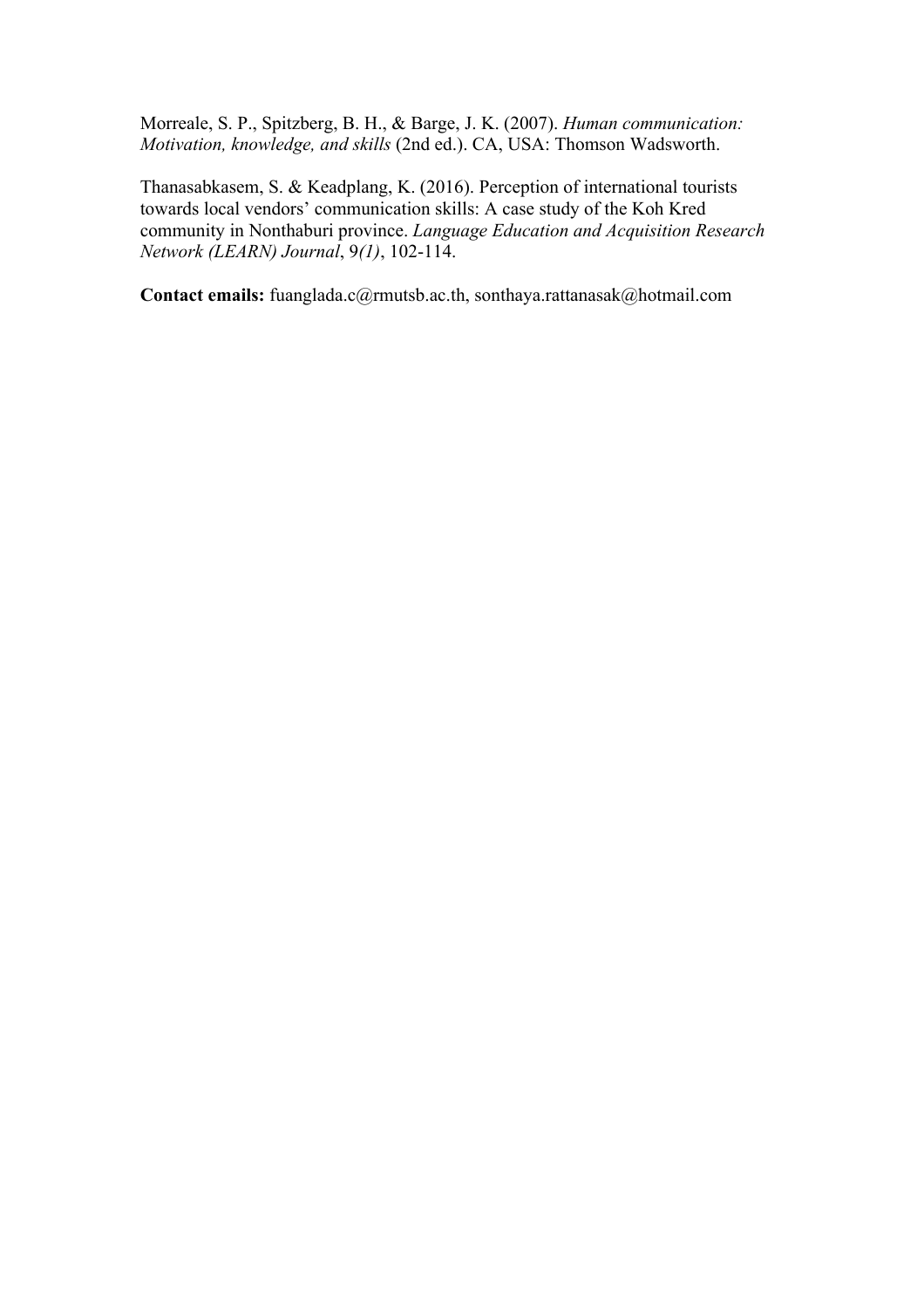Morreale, S. P., Spitzberg, B. H., & Barge, J. K. (2007). *Human communication: Motivation, knowledge, and skills* (2nd ed.). CA, USA: Thomson Wadsworth.

Thanasabkasem, S. & Keadplang, K. (2016). Perception of international tourists towards local vendors' communication skills: A case study of the Koh Kred community in Nonthaburi province. *Language Education and Acquisition Research Network (LEARN) Journal*, 9*(1)*, 102-114.

**Contact emails:** fuanglada.c@rmutsb.ac.th, sonthaya.rattanasak@hotmail.com